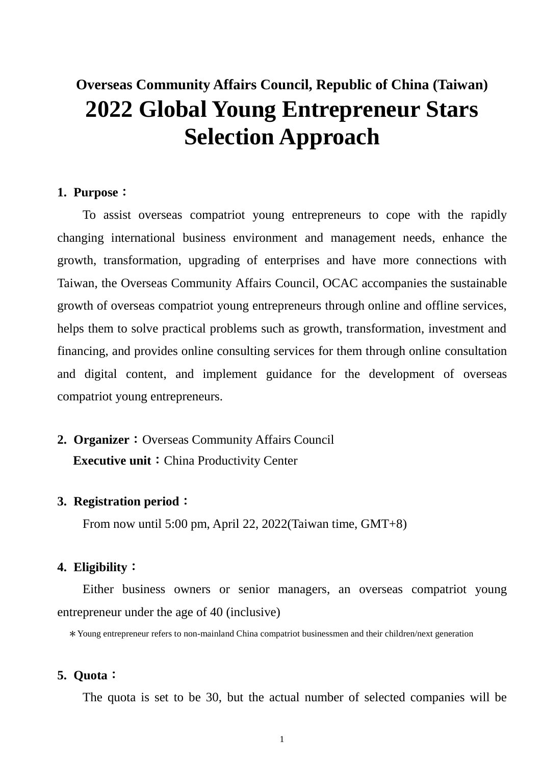**Overseas Community Affairs Council, Republic of China (Taiwan)**

# 2022 Global Young Entrepreneur Stars Selection Approach

**1. Purpose：**

To assist overseas compatriot young entrepreneurs to cope with the rapidly changing international business environment and management needs, enhance the growth, transformation, upgrading of enterprises and have more connections with Taiwan, the Overseas Community Affairs Council, OCAC accompanies the sustainable growth of overseas compatriot young entrepreneurs through online and offline services, helps them to solve practical problems such as growth, transformation, investment and financing, and provides online consulting services for them through online consultation and digital content, and implement guidance for the development of overseas compatriot young entrepreneurs.

**2. Organizer：**Overseas Community Affairs Council
**Executive unit：**China Productivity Center

**3. Registration period：**

From now until 5:00 pm, April 22, 2022(Taiwan time, GMT+8)

**4. Eligibility：**

Either business owners or senior managers, an overseas compatriot young entrepreneur under the age of 40 (inclusive)

＊Young entrepreneur refers to non-mainland China compatriot businessmen and their children/next generation

**5. Quota：**

The quota is set to be 30, but the actual number of selected companies will be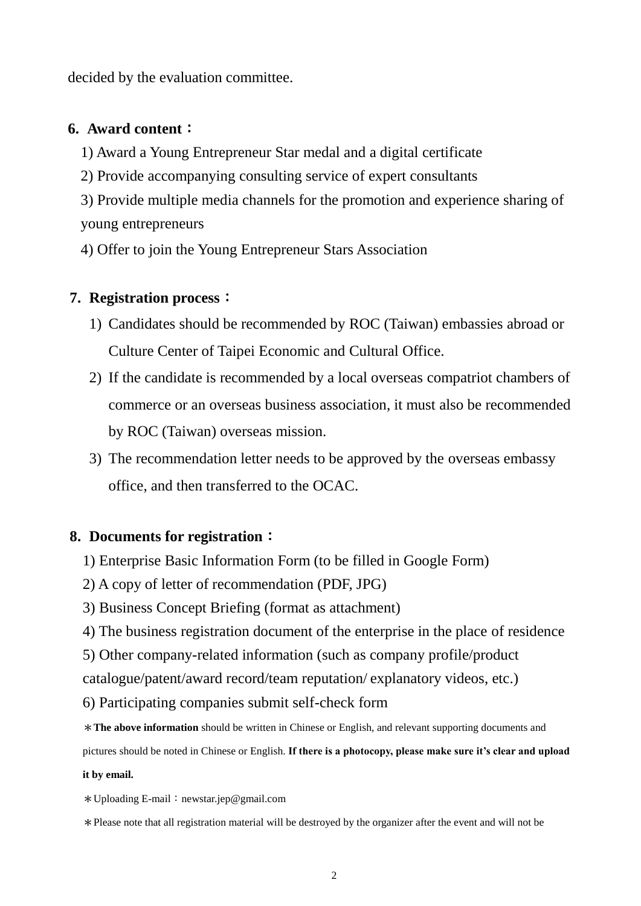decided by the evaluation committee.

**6. Award content：**

1) Award a Young Entrepreneur Star medal and a digital certificate

2) Provide accompanying consulting service of expert consultants

3) Provide multiple media channels for the promotion and experience sharing of young entrepreneurs

4) Offer to join the Young Entrepreneur Stars Association

**7. Registration process：**

1) Candidates should be recommended by ROC (Taiwan) embassies abroad or Culture Center of Taipei Economic and Cultural Office.
2) If the candidate is recommended by a local overseas compatriot chambers of commerce or an overseas business association, it must also be recommended by ROC (Taiwan) overseas mission.
3) The recommendation letter needs to be approved by the overseas embassy office, and then transferred to the OCAC.

**8. Documents for registration：**

1) Enterprise Basic Information Form (to be filled in Google Form)

2) A copy of letter of recommendation (PDF, JPG)

3) Business Concept Briefing (format as attachment)

4) The business registration document of the enterprise in the place of residence

5) Other company-related information (such as company profile/product catalogue/patent/award record/team reputation/ explanatory videos, etc.)

6) Participating companies submit self-check form

＊**The above information** should be written in Chinese or English, and relevant supporting documents and pictures should be noted in Chinese or English. **If there is a photocopy, please make sure it's clear and upload it by email.**

＊Uploading E-mail：newstar.jep@gmail.com

＊Please note that all registration material will be destroyed by the organizer after the event and will not be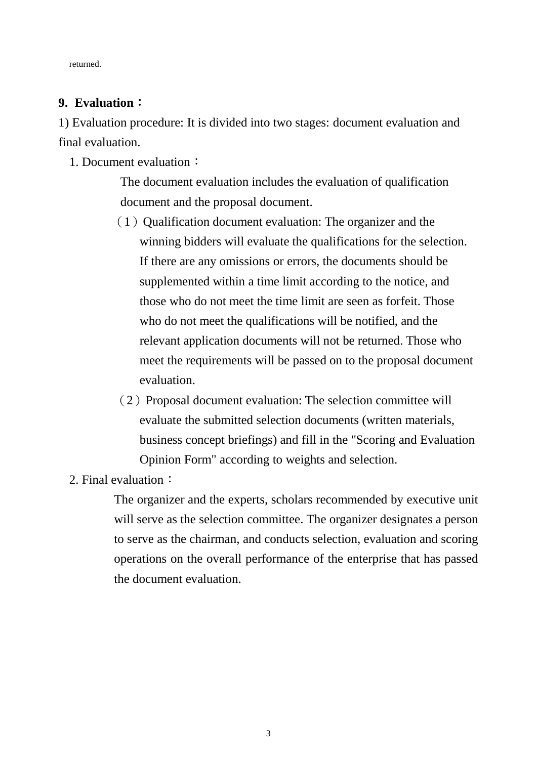returned.

**9. Evaluation：**

1) Evaluation procedure: It is divided into two stages: document evaluation and final evaluation.

1. Document evaluation：

   The document evaluation includes the evaluation of qualification document and the proposal document.

   （1）Qualification document evaluation: The organizer and the winning bidders will evaluate the qualifications for the selection. If there are any omissions or errors, the documents should be supplemented within a time limit according to the notice, and those who do not meet the time limit are seen as forfeit. Those who do not meet the qualifications will be notified, and the relevant application documents will not be returned. Those who meet the requirements will be passed on to the proposal document evaluation.

   （2）Proposal document evaluation: The selection committee will evaluate the submitted selection documents (written materials, business concept briefings) and fill in the "Scoring and Evaluation Opinion Form" according to weights and selection.

2. Final evaluation：

   The organizer and the experts, scholars recommended by executive unit will serve as the selection committee. The organizer designates a person to serve as the chairman, and conducts selection, evaluation and scoring operations on the overall performance of the enterprise that has passed the document evaluation.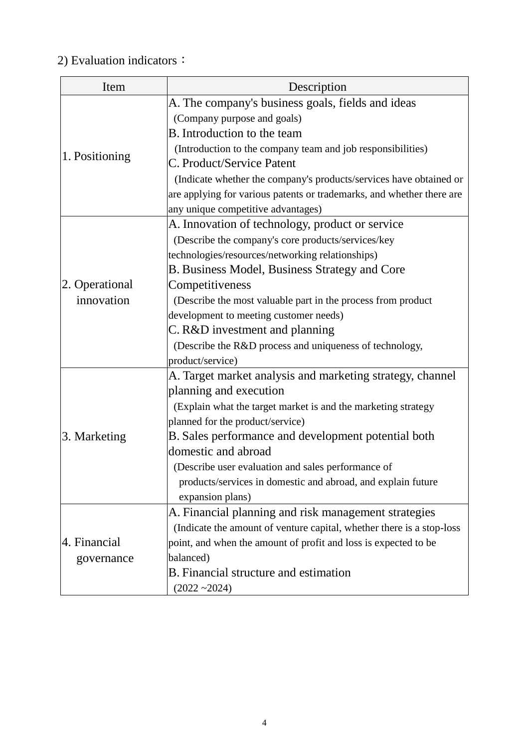2) Evaluation indicators：

| Item | Description |
| --- | --- |
| 1. Positioning | A. The company's business goals, fields and ideas<br>(Company purpose and goals)<br>B. Introduction to the team<br>(Introduction to the company team and job responsibilities)<br>C. Product/Service Patent<br>(Indicate whether the company's products/services have obtained or are applying for various patents or trademarks, and whether there are any unique competitive advantages) |
| 2. Operational innovation | A. Innovation of technology, product or service<br>(Describe the company's core products/services/key technologies/resources/networking relationships)<br>B. Business Model, Business Strategy and Core Competitiveness<br>(Describe the most valuable part in the process from product development to meeting customer needs)<br>C. R&D investment and planning<br>(Describe the R&D process and uniqueness of technology, product/service) |
| 3. Marketing | A. Target market analysis and marketing strategy, channel planning and execution<br>(Explain what the target market is and the marketing strategy planned for the product/service)<br>B. Sales performance and development potential both domestic and abroad<br>(Describe user evaluation and sales performance of products/services in domestic and abroad, and explain future expansion plans) |
| 4. Financial governance | A. Financial planning and risk management strategies<br>(Indicate the amount of venture capital, whether there is a stop-loss point, and when the amount of profit and loss is expected to be balanced)<br>B. Financial structure and estimation<br>(2022 ~2024) |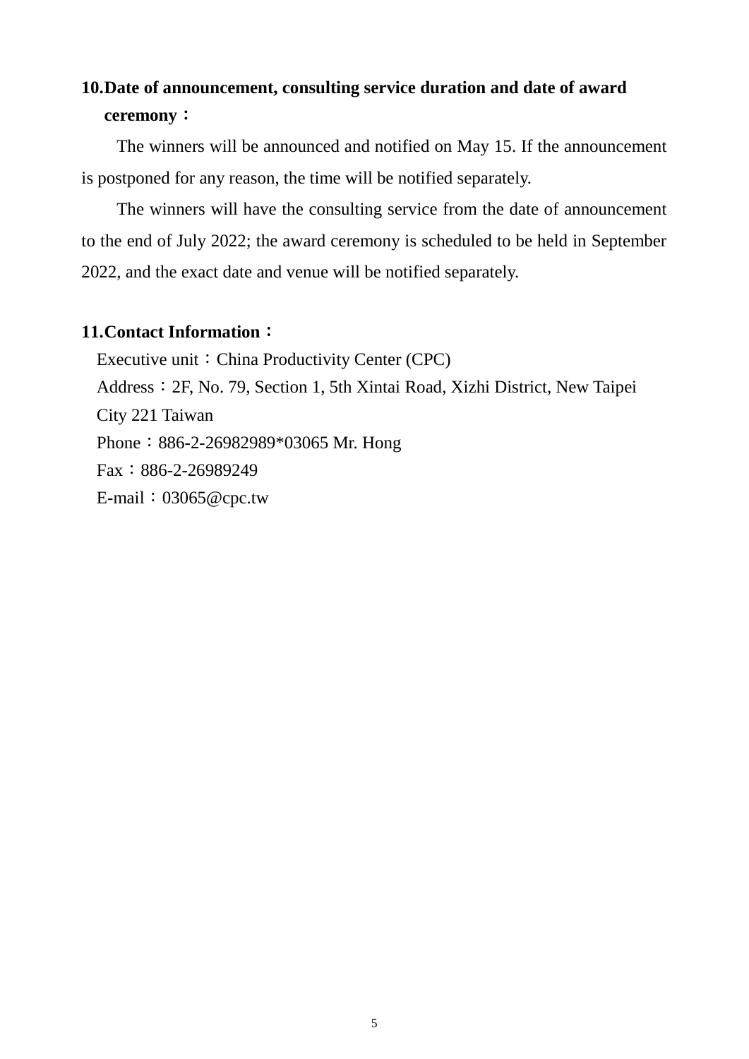**10.Date of announcement, consulting service duration and date of award ceremony：**

The winners will be announced and notified on May 15. If the announcement is postponed for any reason, the time will be notified separately.

The winners will have the consulting service from the date of announcement to the end of July 2022; the award ceremony is scheduled to be held in September 2022, and the exact date and venue will be notified separately.

**11.Contact Information：**

Executive unit：China Productivity Center (CPC)
Address：2F, No. 79, Section 1, 5th Xintai Road, Xizhi District, New Taipei City 221 Taiwan
Phone：886-2-26982989*03065 Mr. Hong
Fax：886-2-26989249
E-mail：03065@cpc.tw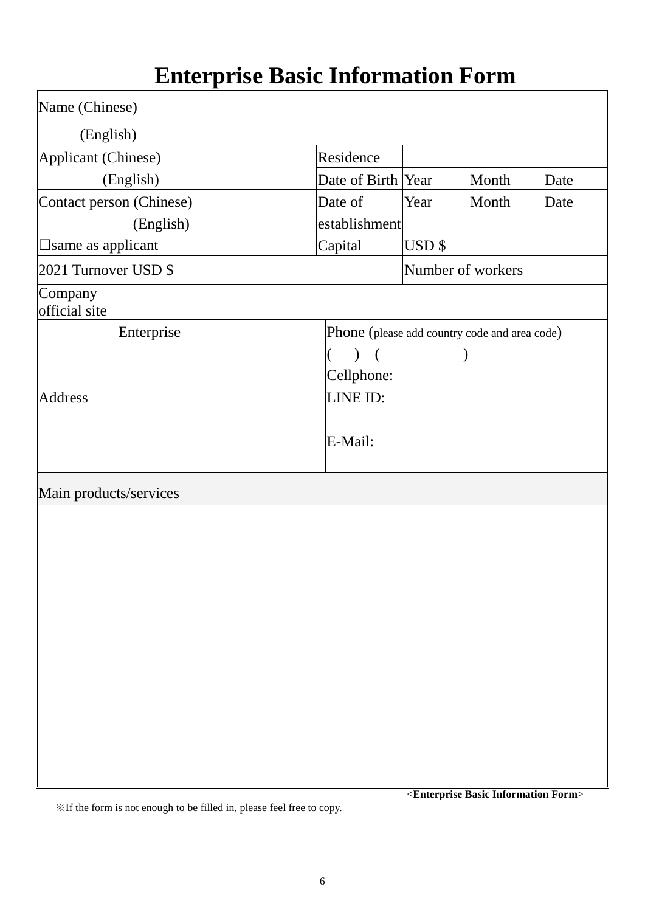# Enterprise Basic Information Form

| Name (Chinese)<br>(English) | | | |
|---|---|---|---|
| Applicant (Chinese) | | Residence | |
| (English) | | Date of Birth | Year Month Date |
| Contact person (Chinese)<br>(English)<br>☐same as applicant | | Date of establishment | Year Month Date |
| | | Capital | USD $ |
| 2021 Turnover USD $ | | | Number of workers |
| Company official site | | | |
| Address | Enterprise | Phone (please add country code and area code)<br>( )－( )<br>Cellphone: | |
| | | LINE ID: | |
| | | E-Mail: | |
| Main products/services | | | |
| | | | |

<Enterprise Basic Information Form>

※If the form is not enough to be filled in, please feel free to copy.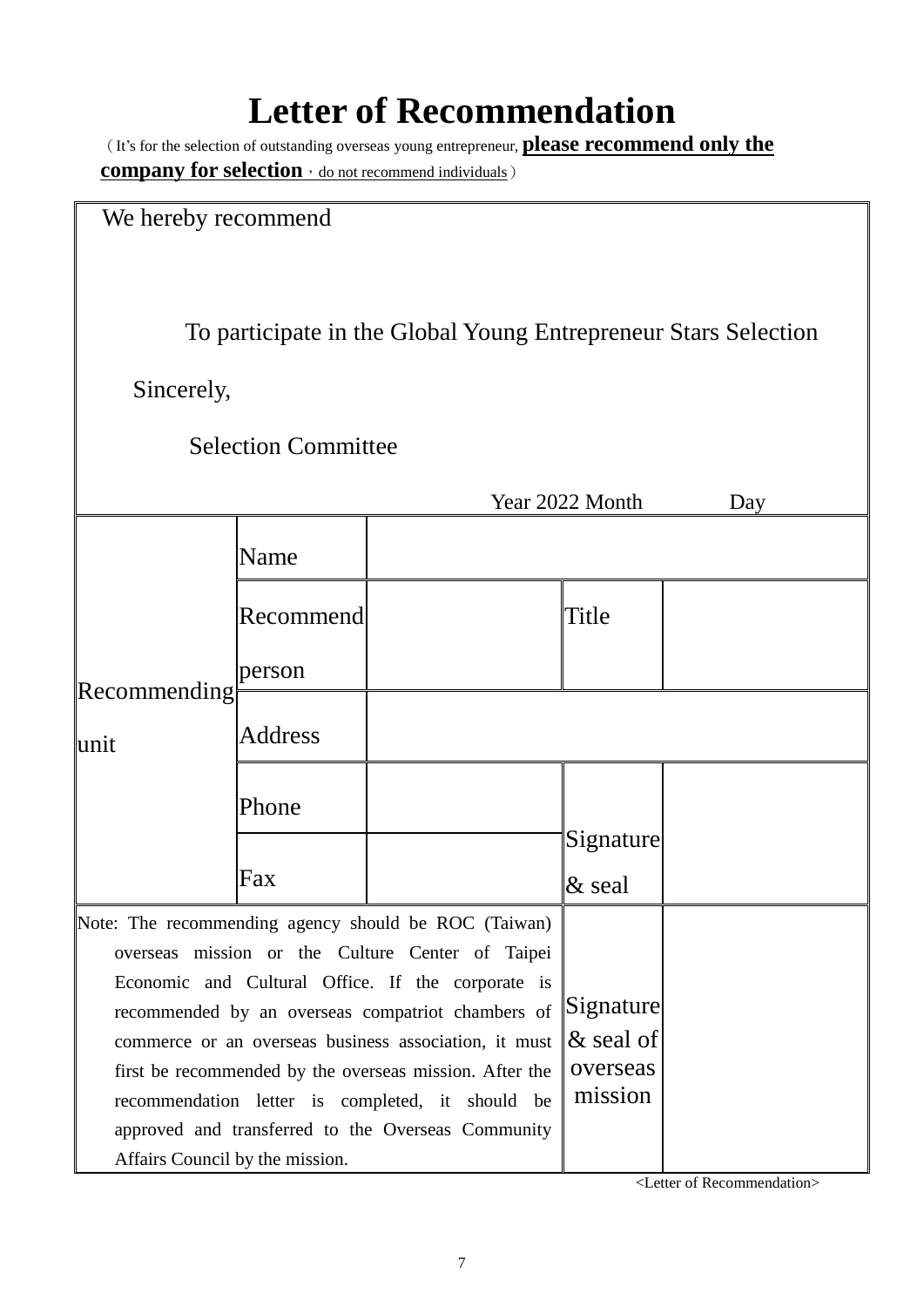# Letter of Recommendation

（It's for the selection of outstanding overseas young entrepreneur, **please recommend only the company for selection**，do not recommend individuals）

We hereby recommend

To participate in the Global Young Entrepreneur Stars Selection

Sincerely,

Selection Committee

Year 2022 Month Day

| | | | | |
|---|---|---|---|---|
| Recommending unit | Name | | | |
| | Recommend person | | Title | |
| | Address | | | |
| | Phone | | Signature & seal | |
| | Fax | | | |
| Note: The recommending agency should be ROC (Taiwan) overseas mission or the Culture Center of Taipei Economic and Cultural Office. If the corporate is recommended by an overseas compatriot chambers of commerce or an overseas business association, it must first be recommended by the overseas mission. After the recommendation letter is completed, it should be approved and transferred to the Overseas Community Affairs Council by the mission. | | | Signature & seal of overseas mission | |

<Letter of Recommendation>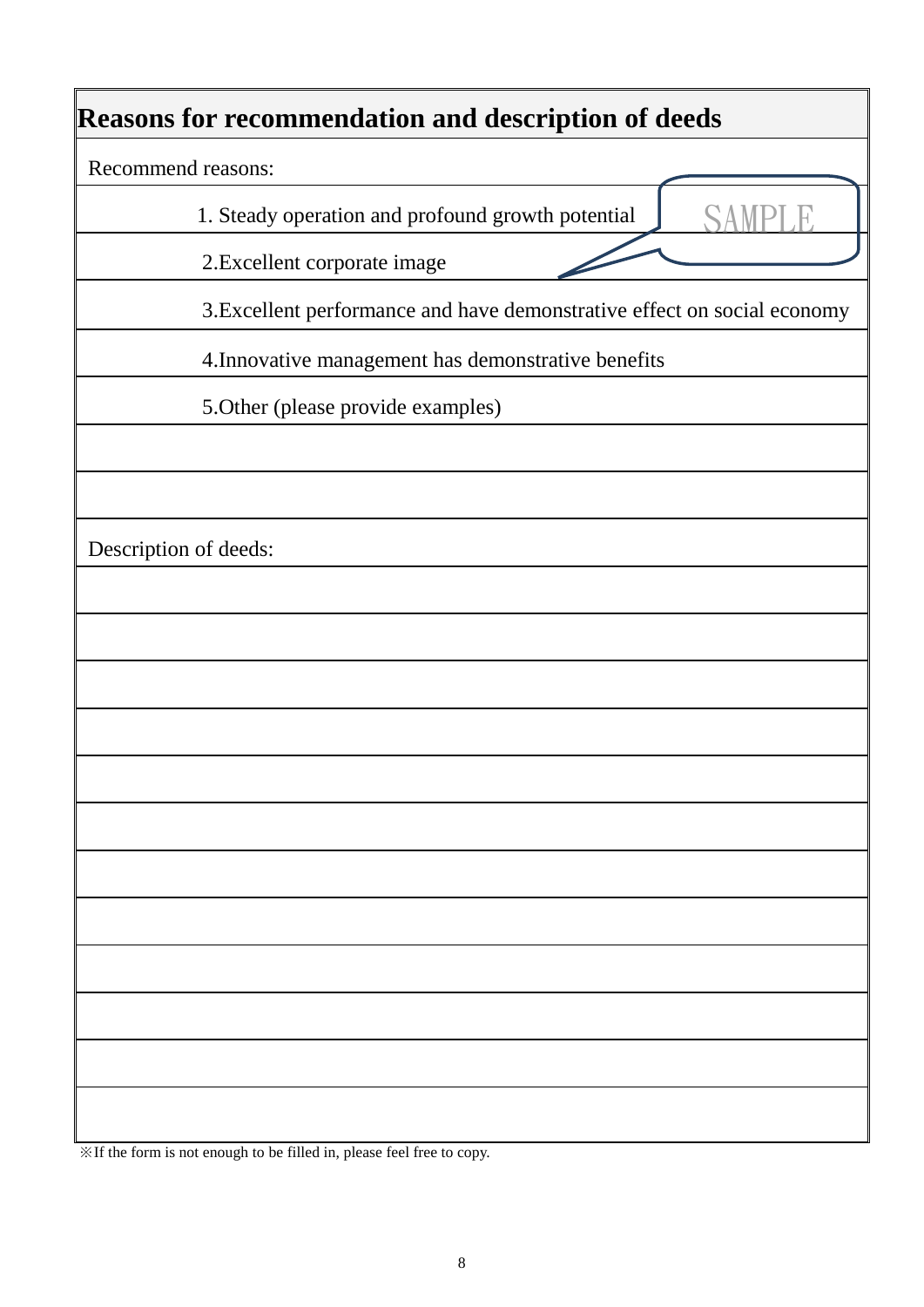## Reasons for recommendation and description of deeds

Recommend reasons:

1. Steady operation and profound growth potential

2. Excellent corporate image

3. Excellent performance and have demonstrative effect on social economy

4. Innovative management has demonstrative benefits

5. Other (please provide examples)

SAMPLE

Description of deeds:

※If the form is not enough to be filled in, please feel free to copy.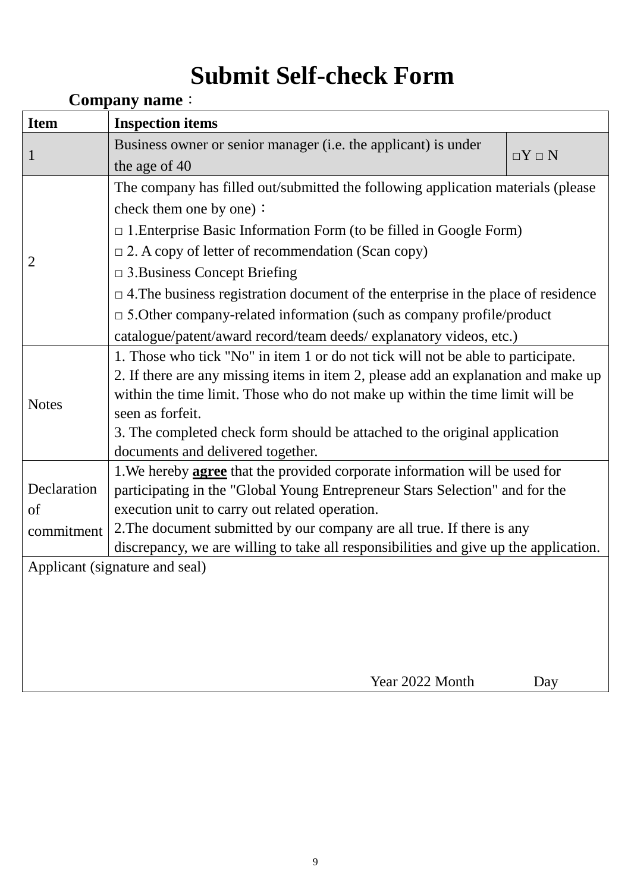# Submit Self-check Form

**Company name：**

| Item | Inspection items | |
|---|---|---|
| 1 | Business owner or senior manager (i.e. the applicant) is under the age of 40 | □Y □ N |
| 2 | The company has filled out/submitted the following application materials (please check them one by one)：<br>□ 1.Enterprise Basic Information Form (to be filled in Google Form)<br>□ 2. A copy of letter of recommendation (Scan copy)<br>□ 3.Business Concept Briefing<br>□ 4.The business registration document of the enterprise in the place of residence<br>□ 5.Other company-related information (such as company profile/product catalogue/patent/award record/team deeds/ explanatory videos, etc.) | |
| Notes | 1. Those who tick "No" in item 1 or do not tick will not be able to participate.<br>2. If there are any missing items in item 2, please add an explanation and make up within the time limit. Those who do not make up within the time limit will be seen as forfeit.<br>3. The completed check form should be attached to the original application documents and delivered together. | |
| Declaration of commitment | 1.We hereby **agree** that the provided corporate information will be used for participating in the "Global Young Entrepreneur Stars Selection" and for the execution unit to carry out related operation.<br>2.The document submitted by our company are all true. If there is any discrepancy, we are willing to take all responsibilities and give up the application. | |
| Applicant (signature and seal)<br><br>Year 2022 Month Day | | |